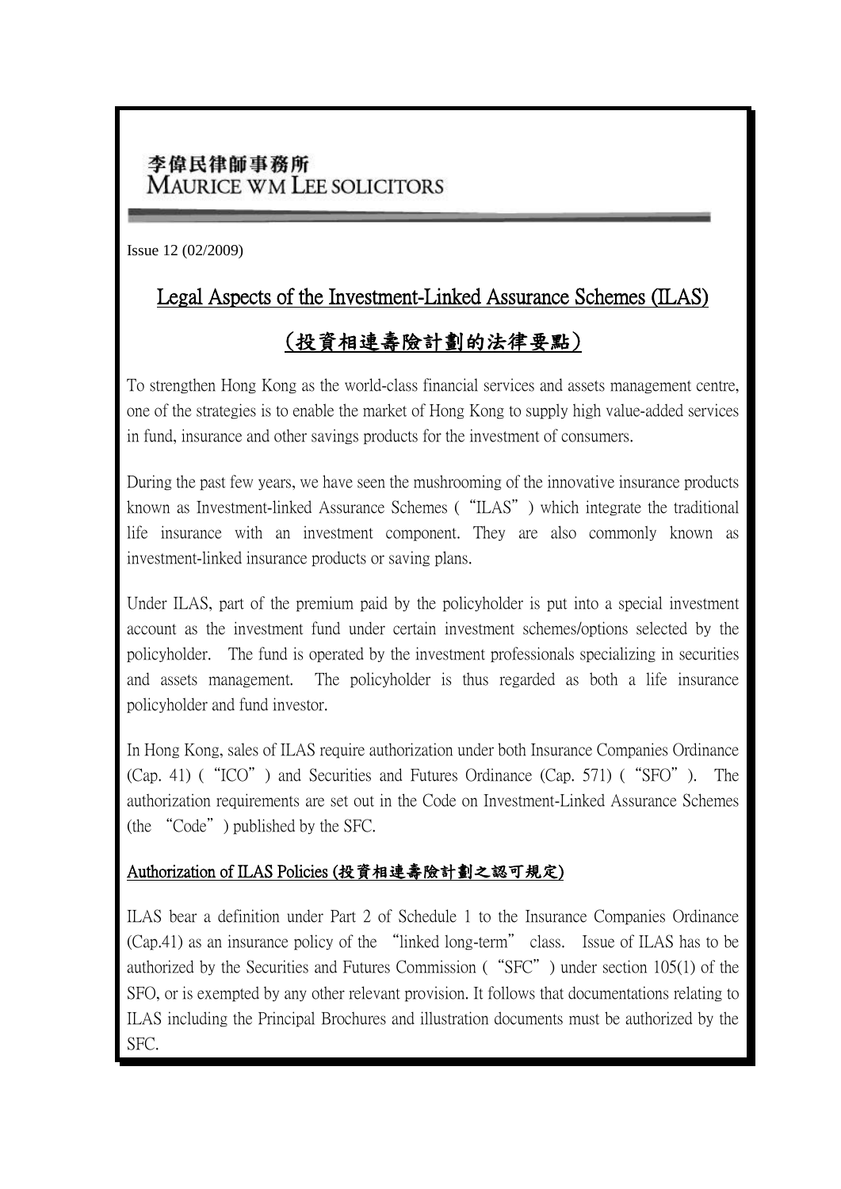李偉民律師事務所
MAURICE WM LEE SOLICITORS

Issue 12 (02/2009)

# Legal Aspects of the Investment-Linked Assurance Schemes (ILAS)

# (投資相連壽險計劃的法律要點)

To strengthen Hong Kong as the world-class financial services and assets management centre, one of the strategies is to enable the market of Hong Kong to supply high value-added services in fund, insurance and other savings products for the investment of consumers.

During the past few years, we have seen the mushrooming of the innovative insurance products known as Investment-linked Assurance Schemes ("ILAS") which integrate the traditional life insurance with an investment component. They are also commonly known as investment-linked insurance products or saving plans.

Under ILAS, part of the premium paid by the policyholder is put into a special investment account as the investment fund under certain investment schemes/options selected by the policyholder. The fund is operated by the investment professionals specializing in securities and assets management. The policyholder is thus regarded as both a life insurance policyholder and fund investor.

In Hong Kong, sales of ILAS require authorization under both Insurance Companies Ordinance (Cap. 41) ("ICO") and Securities and Futures Ordinance (Cap. 571) ("SFO"). The authorization requirements are set out in the Code on Investment-Linked Assurance Schemes (the "Code") published by the SFC.

## Authorization of ILAS Policies (投資相連壽險計劃之認可規定)

ILAS bear a definition under Part 2 of Schedule 1 to the Insurance Companies Ordinance (Cap.41) as an insurance policy of the "linked long-term" class. Issue of ILAS has to be authorized by the Securities and Futures Commission ("SFC") under section 105(1) of the SFO, or is exempted by any other relevant provision. It follows that documentations relating to ILAS including the Principal Brochures and illustration documents must be authorized by the SFC.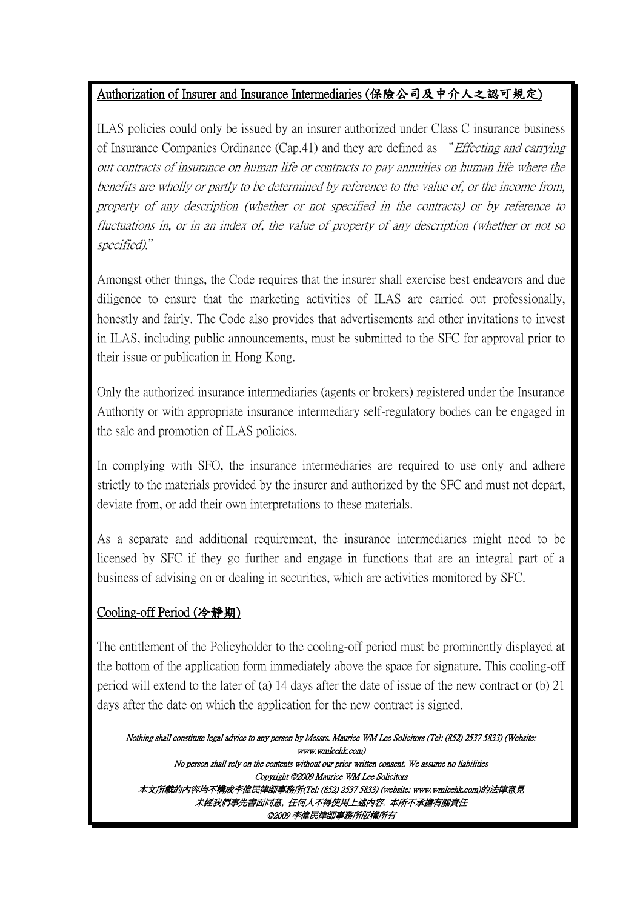## Authorization of Insurer and Insurance Intermediaries (保險公司及中介人之認可規定)

ILAS policies could only be issued by an insurer authorized under Class C insurance business of Insurance Companies Ordinance (Cap.41) and they are defined as "*Effecting and carrying out contracts of insurance on human life or contracts to pay annuities on human life where the benefits are wholly or partly to be determined by reference to the value of, or the income from, property of any description (whether or not specified in the contracts) or by reference to fluctuations in, or in an index of, the value of property of any description (whether or not so specified).*"

Amongst other things, the Code requires that the insurer shall exercise best endeavors and due diligence to ensure that the marketing activities of ILAS are carried out professionally, honestly and fairly. The Code also provides that advertisements and other invitations to invest in ILAS, including public announcements, must be submitted to the SFC for approval prior to their issue or publication in Hong Kong.

Only the authorized insurance intermediaries (agents or brokers) registered under the Insurance Authority or with appropriate insurance intermediary self-regulatory bodies can be engaged in the sale and promotion of ILAS policies.

In complying with SFO, the insurance intermediaries are required to use only and adhere strictly to the materials provided by the insurer and authorized by the SFC and must not depart, deviate from, or add their own interpretations to these materials.

As a separate and additional requirement, the insurance intermediaries might need to be licensed by SFC if they go further and engage in functions that are an integral part of a business of advising on or dealing in securities, which are activities monitored by SFC.

## Cooling-off Period (冷靜期)

The entitlement of the Policyholder to the cooling-off period must be prominently displayed at the bottom of the application form immediately above the space for signature. This cooling-off period will extend to the later of (a) 14 days after the date of issue of the new contract or (b) 21 days after the date on which the application for the new contract is signed.

*Nothing shall constitute legal advice to any person by Messrs. Maurice WM Lee Solicitors (Tel: (852) 2537 5833) (Website: www.wmleehk.com)*
*No person shall rely on the contents without our prior written consent. We assume no liabilities*
*Copyright ©2009 Maurice WM Lee Solicitors*
*本文所載的內容均不構成李偉民律師事務所(Tel: (852) 2537 5833) (website: www.wmleehk.com)的法律意見*
*未經我們事先書面同意，任何人不得使用上述內容. 本所不承擔有關責任*
*©2009 李偉民律師事務所版權所有*